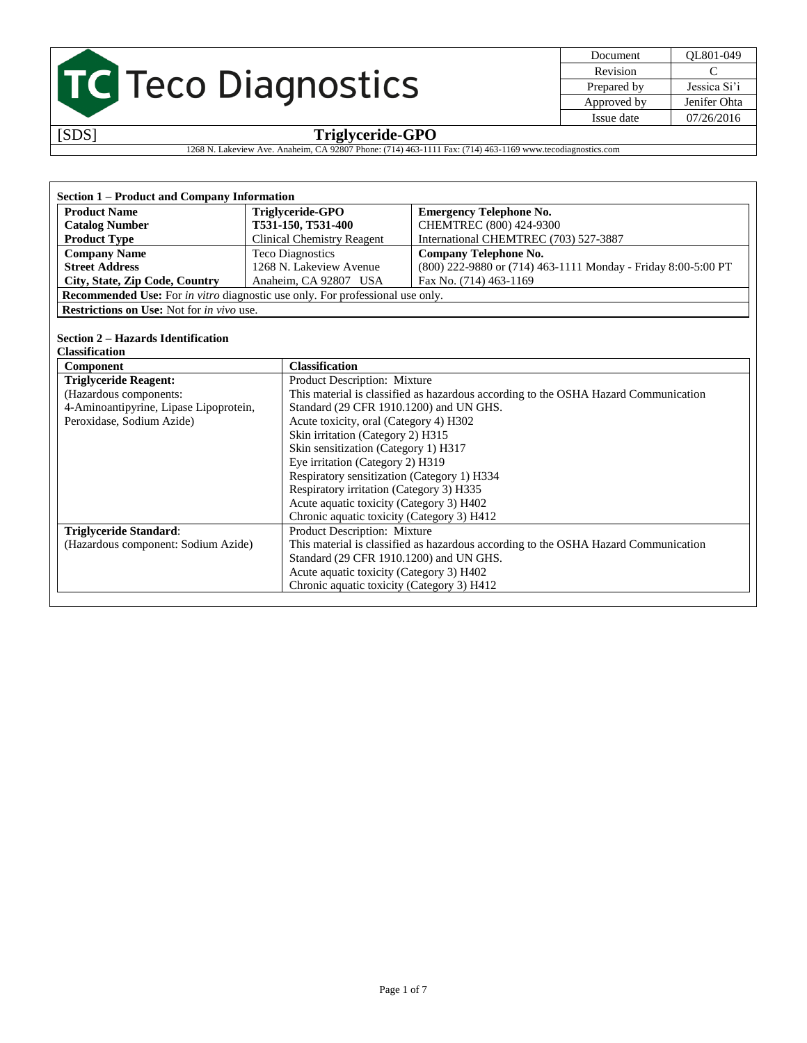# Teco Diagnostics

| Document | QL801-049 |
|---|---|
| Revision | C |
| Prepared by | Jessica Si'i |
| Approved by | Jenifer Ohta |
| Issue date | 07/26/2016 |

[SDS] **Triglyceride-GPO**

1268 N. Lakeview Ave. Anaheim, CA 92807 Phone: (714) 463-1111 Fax: (714) 463-1169 www.tecodiagnostics.com

## Section 1 – Product and Company Information

| | | |
|---|---|---|
| **Product Name** | **Triglyceride-GPO** | **Emergency Telephone No.** |
| **Catalog Number** | **T531-150, T531-400** | CHEMTREC (800) 424-9300 |
| **Product Type** | Clinical Chemistry Reagent | International CHEMTREC (703) 527-3887 |
| **Company Name** | Teco Diagnostics | **Company Telephone No.** |
| **Street Address** | 1268 N. Lakeview Avenue | (800) 222-9880 or (714) 463-1111 Monday - Friday 8:00-5:00 PT |
| **City, State, Zip Code, Country** | Anaheim, CA 92807 USA | Fax No. (714) 463-1169 |

**Recommended Use:** For *in vitro* diagnostic use only. For professional use only.

**Restrictions on Use:** Not for *in vivo* use.

## Section 2 – Hazards Identification

**Classification**

| Component | Classification |
|---|---|
| **Triglyceride Reagent:**<br>(Hazardous components:<br>4-Aminoantipyrine, Lipase Lipoprotein,<br>Peroxidase, Sodium Azide) | Product Description: Mixture<br>This material is classified as hazardous according to the OSHA Hazard Communication Standard (29 CFR 1910.1200) and UN GHS.<br>Acute toxicity, oral (Category 4) H302<br>Skin irritation (Category 2) H315<br>Skin sensitization (Category 1) H317<br>Eye irritation (Category 2) H319<br>Respiratory sensitization (Category 1) H334<br>Respiratory irritation (Category 3) H335<br>Acute aquatic toxicity (Category 3) H402<br>Chronic aquatic toxicity (Category 3) H412 |
| **Triglyceride Standard**:<br>(Hazardous component: Sodium Azide) | Product Description: Mixture<br>This material is classified as hazardous according to the OSHA Hazard Communication Standard (29 CFR 1910.1200) and UN GHS.<br>Acute aquatic toxicity (Category 3) H402<br>Chronic aquatic toxicity (Category 3) H412 |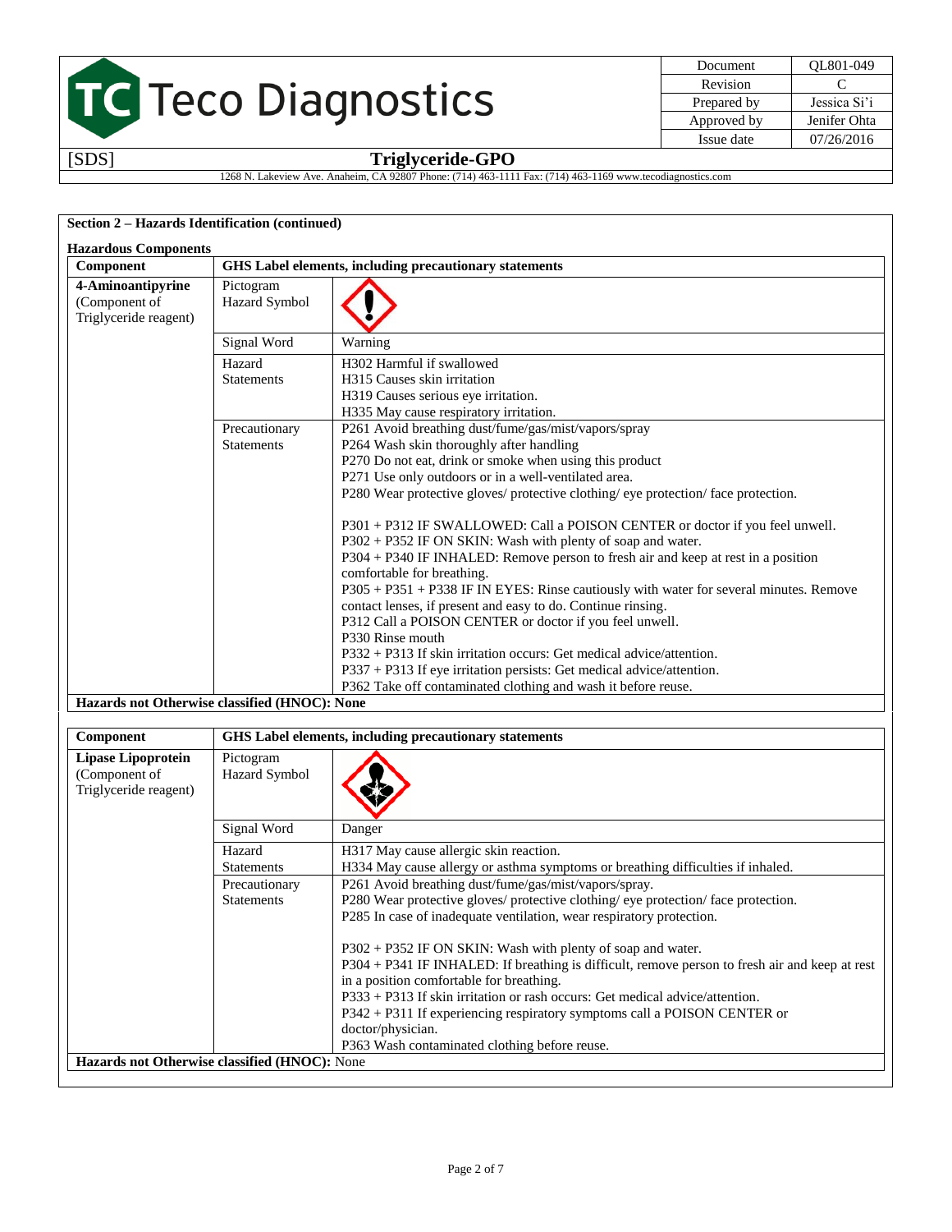**Section 2 – Hazards Identification (continued)**

**Hazardous Components**

| Component | GHS Label elements, including precautionary statements | |
|---|---|---|
| **4-Aminoantipyrine** (Component of Triglyceride reagent) | Pictogram Hazard Symbol | |
| | Signal Word | Warning |
| | Hazard Statements | H302 Harmful if swallowed<br>H315 Causes skin irritation<br>H319 Causes serious eye irritation.<br>H335 May cause respiratory irritation. |
| | Precautionary Statements | P261 Avoid breathing dust/fume/gas/mist/vapors/spray<br>P264 Wash skin thoroughly after handling<br>P270 Do not eat, drink or smoke when using this product<br>P271 Use only outdoors or in a well-ventilated area.<br>P280 Wear protective gloves/ protective clothing/ eye protection/ face protection.<br><br>P301 + P312 IF SWALLOWED: Call a POISON CENTER or doctor if you feel unwell.<br>P302 + P352 IF ON SKIN: Wash with plenty of soap and water.<br>P304 + P340 IF INHALED: Remove person to fresh air and keep at rest in a position comfortable for breathing.<br>P305 + P351 + P338 IF IN EYES: Rinse cautiously with water for several minutes. Remove contact lenses, if present and easy to do. Continue rinsing.<br>P312 Call a POISON CENTER or doctor if you feel unwell.<br>P330 Rinse mouth<br>P332 + P313 If skin irritation occurs: Get medical advice/attention.<br>P337 + P313 If eye irritation persists: Get medical advice/attention.<br>P362 Take off contaminated clothing and wash it before reuse. |
| **Hazards not Otherwise classified (HNOC): None** | | |

| Component | GHS Label elements, including precautionary statements | |
|---|---|---|
| **Lipase Lipoprotein** (Component of Triglyceride reagent) | Pictogram Hazard Symbol | |
| | Signal Word | Danger |
| | Hazard Statements | H317 May cause allergic skin reaction.<br>H334 May cause allergy or asthma symptoms or breathing difficulties if inhaled. |
| | Precautionary Statements | P261 Avoid breathing dust/fume/gas/mist/vapors/spray.<br>P280 Wear protective gloves/ protective clothing/ eye protection/ face protection.<br>P285 In case of inadequate ventilation, wear respiratory protection.<br><br>P302 + P352 IF ON SKIN: Wash with plenty of soap and water.<br>P304 + P341 IF INHALED: If breathing is difficult, remove person to fresh air and keep at rest in a position comfortable for breathing.<br>P333 + P313 If skin irritation or rash occurs: Get medical advice/attention.<br>P342 + P311 If experiencing respiratory symptoms call a POISON CENTER or doctor/physician.<br>P363 Wash contaminated clothing before reuse. |
| **Hazards not Otherwise classified (HNOC):** None | | |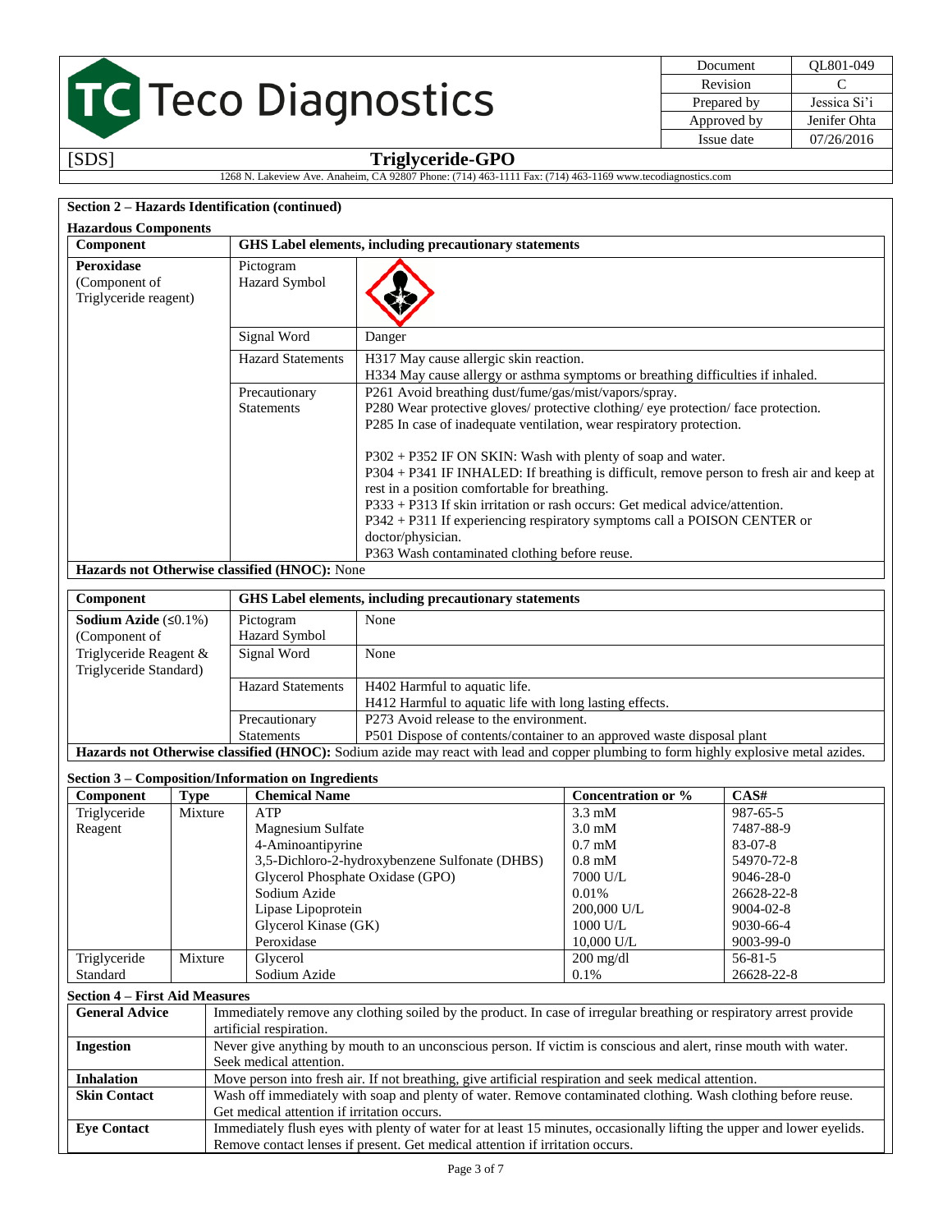## Section 2 – Hazards Identification (continued)

### Hazardous Components

| Component | GHS Label elements, including precautionary statements | |
|---|---|---|
| **Peroxidase** (Component of Triglyceride reagent) | Pictogram Hazard Symbol | |
| | Signal Word | Danger |
| | Hazard Statements | H317 May cause allergic skin reaction.<br>H334 May cause allergy or asthma symptoms or breathing difficulties if inhaled. |
| | Precautionary Statements | P261 Avoid breathing dust/fume/gas/mist/vapors/spray.<br>P280 Wear protective gloves/ protective clothing/ eye protection/ face protection.<br>P285 In case of inadequate ventilation, wear respiratory protection.<br><br>P302 + P352 IF ON SKIN: Wash with plenty of soap and water.<br>P304 + P341 IF INHALED: If breathing is difficult, remove person to fresh air and keep at rest in a position comfortable for breathing.<br>P333 + P313 If skin irritation or rash occurs: Get medical advice/attention.<br>P342 + P311 If experiencing respiratory symptoms call a POISON CENTER or doctor/physician.<br>P363 Wash contaminated clothing before reuse. |

**Hazards not Otherwise classified (HNOC):** None

| Component | GHS Label elements, including precautionary statements | |
|---|---|---|
| **Sodium Azide** (≤0.1%) (Component of Triglyceride Reagent & Triglyceride Standard) | Pictogram Hazard Symbol | None |
| | Signal Word | None |
| | Hazard Statements | H402 Harmful to aquatic life.<br>H412 Harmful to aquatic life with long lasting effects. |
| | Precautionary Statements | P273 Avoid release to the environment.<br>P501 Dispose of contents/container to an approved waste disposal plant |

**Hazards not Otherwise classified (HNOC):** Sodium azide may react with lead and copper plumbing to form highly explosive metal azides.

## Section 3 – Composition/Information on Ingredients

| Component | Type | Chemical Name | Concentration or % | CAS# |
|---|---|---|---|---|
| Triglyceride Reagent | Mixture | ATP | 3.3 mM | 987-65-5 |
| | | Magnesium Sulfate | 3.0 mM | 7487-88-9 |
| | | 4-Aminoantipyrine | 0.7 mM | 83-07-8 |
| | | 3,5-Dichloro-2-hydroxybenzene Sulfonate (DHBS) | 0.8 mM | 54970-72-8 |
| | | Glycerol Phosphate Oxidase (GPO) | 7000 U/L | 9046-28-0 |
| | | Sodium Azide | 0.01% | 26628-22-8 |
| | | Lipase Lipoprotein | 200,000 U/L | 9004-02-8 |
| | | Glycerol Kinase (GK) | 1000 U/L | 9030-66-4 |
| | | Peroxidase | 10,000 U/L | 9003-99-0 |
| Triglyceride Standard | Mixture | Glycerol | 200 mg/dl | 56-81-5 |
| | | Sodium Azide | 0.1% | 26628-22-8 |

## Section 4 – First Aid Measures

| | |
|---|---|
| **General Advice** | Immediately remove any clothing soiled by the product. In case of irregular breathing or respiratory arrest provide artificial respiration. |
| **Ingestion** | Never give anything by mouth to an unconscious person. If victim is conscious and alert, rinse mouth with water. Seek medical attention. |
| **Inhalation** | Move person into fresh air. If not breathing, give artificial respiration and seek medical attention. |
| **Skin Contact** | Wash off immediately with soap and plenty of water. Remove contaminated clothing. Wash clothing before reuse. Get medical attention if irritation occurs. |
| **Eye Contact** | Immediately flush eyes with plenty of water for at least 15 minutes, occasionally lifting the upper and lower eyelids. Remove contact lenses if present. Get medical attention if irritation occurs. |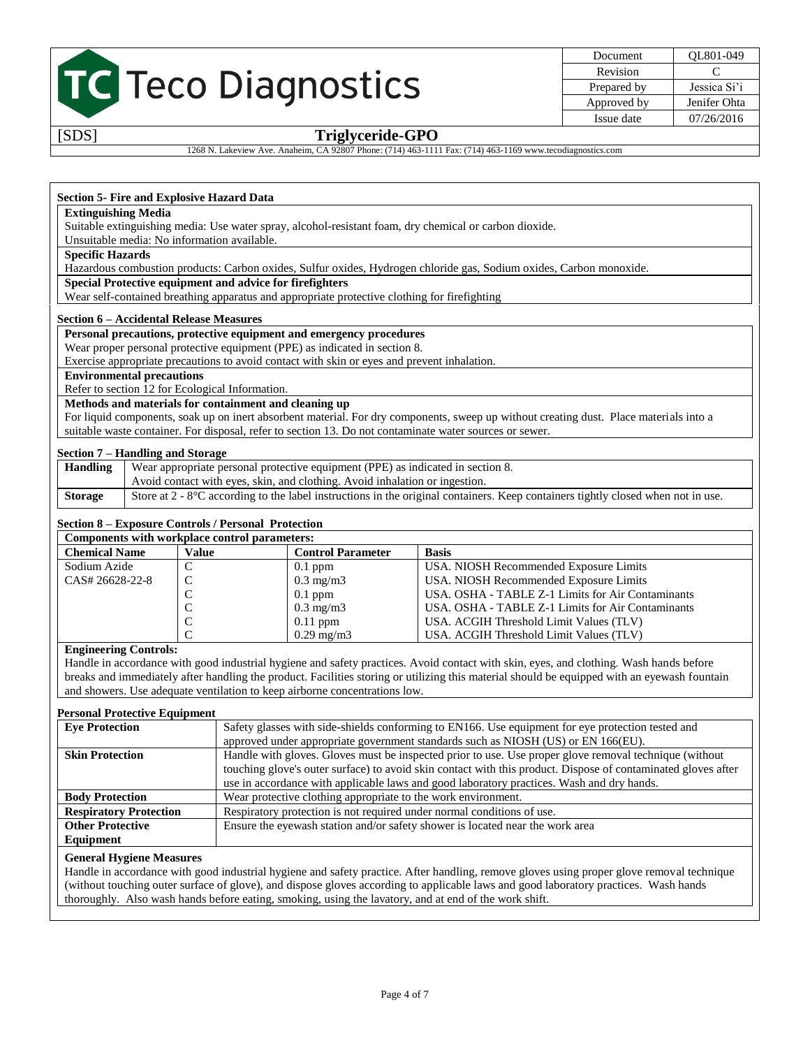## Section 5- Fire and Explosive Hazard Data

**Extinguishing Media**

Suitable extinguishing media: Use water spray, alcohol-resistant foam, dry chemical or carbon dioxide.

Unsuitable media: No information available.

**Specific Hazards**

Hazardous combustion products: Carbon oxides, Sulfur oxides, Hydrogen chloride gas, Sodium oxides, Carbon monoxide.

**Special Protective equipment and advice for firefighters**

Wear self-contained breathing apparatus and appropriate protective clothing for firefighting

## Section 6 – Accidental Release Measures

**Personal precautions, protective equipment and emergency procedures**

Wear proper personal protective equipment (PPE) as indicated in section 8.

Exercise appropriate precautions to avoid contact with skin or eyes and prevent inhalation.

**Environmental precautions**

Refer to section 12 for Ecological Information.

**Methods and materials for containment and cleaning up**

For liquid components, soak up on inert absorbent material. For dry components, sweep up without creating dust. Place materials into a suitable waste container. For disposal, refer to section 13. Do not contaminate water sources or sewer.

## Section 7 – Handling and Storage

| | |
|---|---|
| **Handling** | Wear appropriate personal protective equipment (PPE) as indicated in section 8. Avoid contact with eyes, skin, and clothing. Avoid inhalation or ingestion. |
| **Storage** | Store at 2 - 8°C according to the label instructions in the original containers. Keep containers tightly closed when not in use. |

## Section 8 – Exposure Controls / Personal Protection

**Components with workplace control parameters:**

| Chemical Name | Value | Control Parameter | Basis |
|---|---|---|---|
| Sodium Azide | C | 0.1 ppm | USA. NIOSH Recommended Exposure Limits |
| CAS# 26628-22-8 | C | 0.3 mg/m3 | USA. NIOSH Recommended Exposure Limits |
| | C | 0.1 ppm | USA. OSHA - TABLE Z-1 Limits for Air Contaminants |
| | C | 0.3 mg/m3 | USA. OSHA - TABLE Z-1 Limits for Air Contaminants |
| | C | 0.11 ppm | USA. ACGIH Threshold Limit Values (TLV) |
| | C | 0.29 mg/m3 | USA. ACGIH Threshold Limit Values (TLV) |

**Engineering Controls:**

Handle in accordance with good industrial hygiene and safety practices. Avoid contact with skin, eyes, and clothing. Wash hands before breaks and immediately after handling the product. Facilities storing or utilizing this material should be equipped with an eyewash fountain and showers. Use adequate ventilation to keep airborne concentrations low.

**Personal Protective Equipment**

| | |
|---|---|
| **Eye Protection** | Safety glasses with side-shields conforming to EN166. Use equipment for eye protection tested and approved under appropriate government standards such as NIOSH (US) or EN 166(EU). |
| **Skin Protection** | Handle with gloves. Gloves must be inspected prior to use. Use proper glove removal technique (without touching glove's outer surface) to avoid skin contact with this product. Dispose of contaminated gloves after use in accordance with applicable laws and good laboratory practices. Wash and dry hands. |
| **Body Protection** | Wear protective clothing appropriate to the work environment. |
| **Respiratory Protection** | Respiratory protection is not required under normal conditions of use. |
| **Other Protective Equipment** | Ensure the eyewash station and/or safety shower is located near the work area |

**General Hygiene Measures**

Handle in accordance with good industrial hygiene and safety practice. After handling, remove gloves using proper glove removal technique (without touching outer surface of glove), and dispose gloves according to applicable laws and good laboratory practices. Wash hands thoroughly. Also wash hands before eating, smoking, using the lavatory, and at end of the work shift.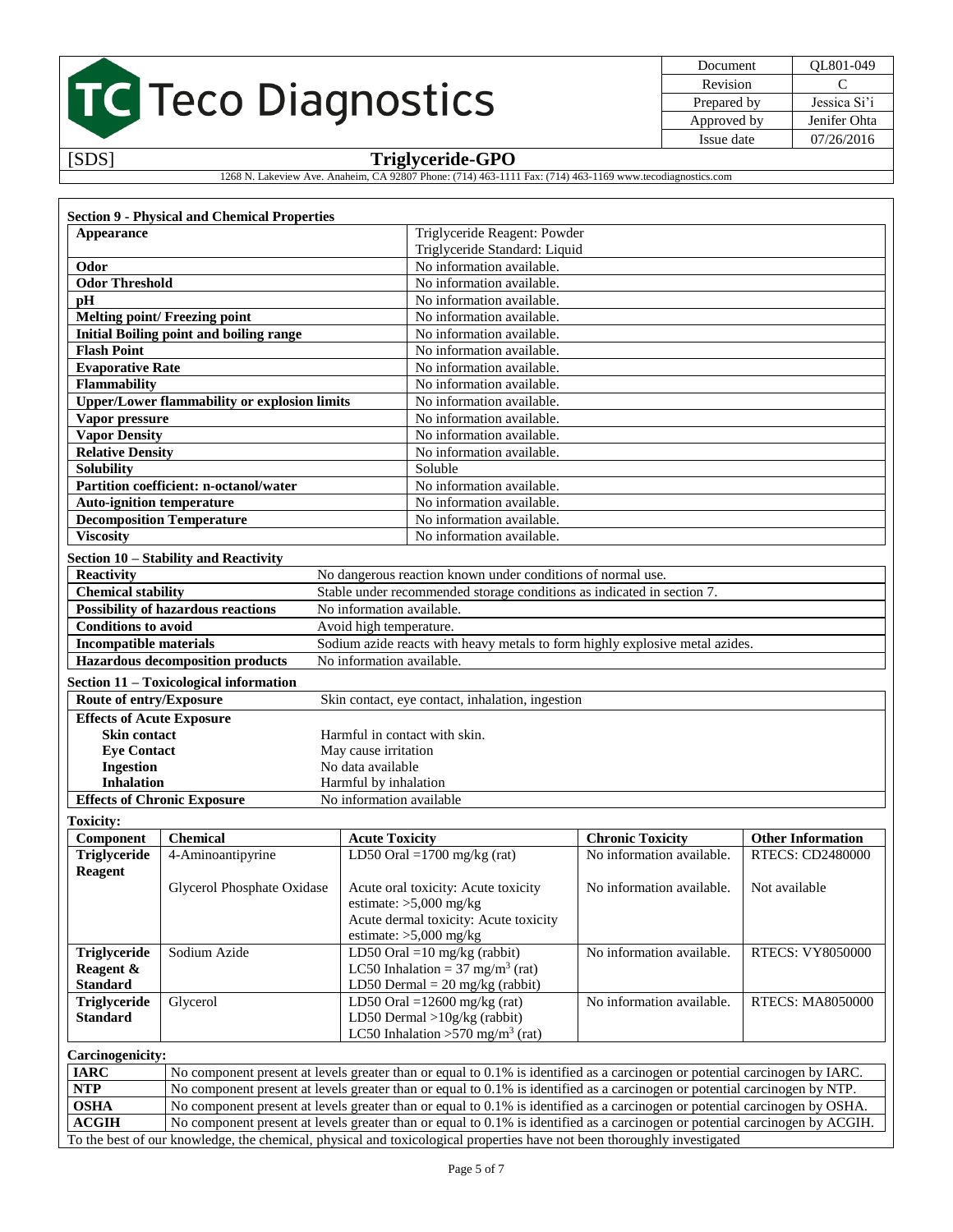## Section 9 - Physical and Chemical Properties

| Property | Value |
|---|---|
| **Appearance** | Triglyceride Reagent: Powder<br>Triglyceride Standard: Liquid |
| **Odor** | No information available. |
| **Odor Threshold** | No information available. |
| **pH** | No information available. |
| **Melting point/ Freezing point** | No information available. |
| **Initial Boiling point and boiling range** | No information available. |
| **Flash Point** | No information available. |
| **Evaporative Rate** | No information available. |
| **Flammability** | No information available. |
| **Upper/Lower flammability or explosion limits** | No information available. |
| **Vapor pressure** | No information available. |
| **Vapor Density** | No information available. |
| **Relative Density** | No information available. |
| **Solubility** | Soluble |
| **Partition coefficient: n-octanol/water** | No information available. |
| **Auto-ignition temperature** | No information available. |
| **Decomposition Temperature** | No information available. |
| **Viscosity** | No information available. |

## Section 10 – Stability and Reactivity

| Property | Value |
|---|---|
| **Reactivity** | No dangerous reaction known under conditions of normal use. |
| **Chemical stability** | Stable under recommended storage conditions as indicated in section 7. |
| **Possibility of hazardous reactions** | No information available. |
| **Conditions to avoid** | Avoid high temperature. |
| **Incompatible materials** | Sodium azide reacts with heavy metals to form highly explosive metal azides. |
| **Hazardous decomposition products** | No information available. |

## Section 11 – Toxicological information

| Property | Value |
|---|---|
| **Route of entry/Exposure** | Skin contact, eye contact, inhalation, ingestion |
| **Effects of Acute Exposure** | |
| **Skin contact** | Harmful in contact with skin. |
| **Eye Contact** | May cause irritation |
| **Ingestion** | No data available |
| **Inhalation** | Harmful by inhalation |
| **Effects of Chronic Exposure** | No information available |

**Toxicity:**

| Component | Chemical | Acute Toxicity | Chronic Toxicity | Other Information |
|---|---|---|---|---|
| **Triglyceride Reagent** | 4-Aminoantipyrine | LD50 Oral =1700 mg/kg (rat) | No information available. | RTECS: CD2480000 |
| | Glycerol Phosphate Oxidase | Acute oral toxicity: Acute toxicity estimate: >5,000 mg/kg<br>Acute dermal toxicity: Acute toxicity estimate: >5,000 mg/kg | No information available. | Not available |
| **Triglyceride Reagent & Standard** | Sodium Azide | LD50 Oral =10 mg/kg (rabbit)<br>LC50 Inhalation = 37 mg/m$^3$ (rat)<br>LD50 Dermal = 20 mg/kg (rabbit) | No information available. | RTECS: VY8050000 |
| **Triglyceride Standard** | Glycerol | LD50 Oral =12600 mg/kg (rat)<br>LD50 Dermal >10g/kg (rabbit)<br>LC50 Inhalation >570 mg/m$^3$ (rat) | No information available. | RTECS: MA8050000 |

**Carcinogenicity:**

| Agency | Statement |
|---|---|
| **IARC** | No component present at levels greater than or equal to 0.1% is identified as a carcinogen or potential carcinogen by IARC. |
| **NTP** | No component present at levels greater than or equal to 0.1% is identified as a carcinogen or potential carcinogen by NTP. |
| **OSHA** | No component present at levels greater than or equal to 0.1% is identified as a carcinogen or potential carcinogen by OSHA. |
| **ACGIH** | No component present at levels greater than or equal to 0.1% is identified as a carcinogen or potential carcinogen by ACGIH. |

To the best of our knowledge, the chemical, physical and toxicological properties have not been thoroughly investigated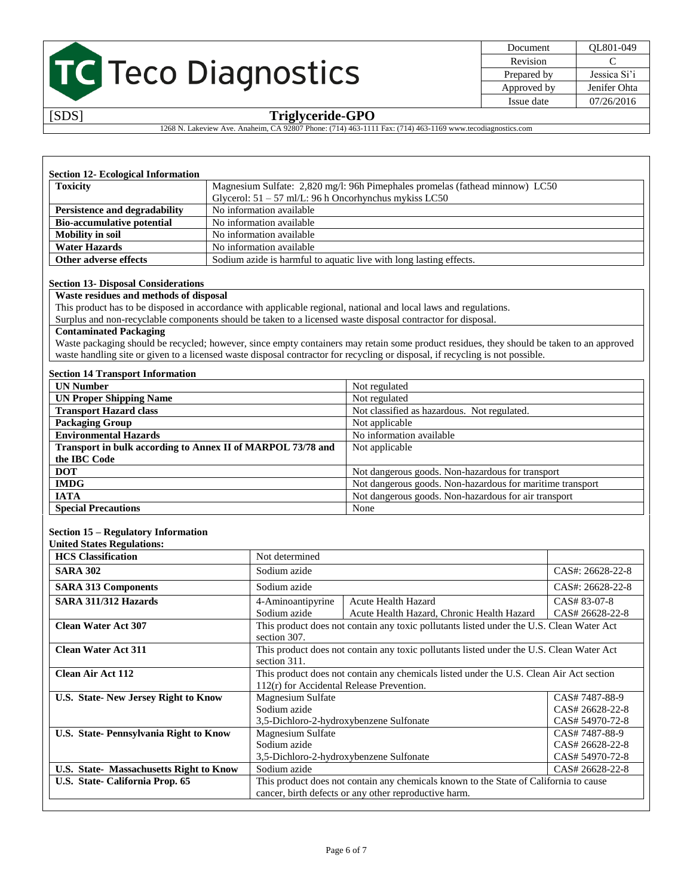### Section 12- Ecological Information

| | |
|---|---|
| **Toxicity** | Magnesium Sulfate: 2,820 mg/l: 96h Pimephales promelas (fathead minnow) LC50<br>Glycerol: 51 – 57 ml/L: 96 h Oncorhynchus mykiss LC50 |
| **Persistence and degradability** | No information available |
| **Bio-accumulative potential** | No information available |
| **Mobility in soil** | No information available |
| **Water Hazards** | No information available |
| **Other adverse effects** | Sodium azide is harmful to aquatic live with long lasting effects. |

### Section 13- Disposal Considerations

**Waste residues and methods of disposal**

This product has to be disposed in accordance with applicable regional, national and local laws and regulations.

Surplus and non-recyclable components should be taken to a licensed waste disposal contractor for disposal.

**Contaminated Packaging**

Waste packaging should be recycled; however, since empty containers may retain some product residues, they should be taken to an approved waste handling site or given to a licensed waste disposal contractor for recycling or disposal, if recycling is not possible.

### Section 14 Transport Information

| | |
|---|---|
| **UN Number** | Not regulated |
| **UN Proper Shipping Name** | Not regulated |
| **Transport Hazard class** | Not classified as hazardous. Not regulated. |
| **Packaging Group** | Not applicable |
| **Environmental Hazards** | No information available |
| **Transport in bulk according to Annex II of MARPOL 73/78 and the IBC Code** | Not applicable |
| **DOT** | Not dangerous goods. Non-hazardous for transport |
| **IMDG** | Not dangerous goods. Non-hazardous for maritime transport |
| **IATA** | Not dangerous goods. Non-hazardous for air transport |
| **Special Precautions** | None |

### Section 15 – Regulatory Information

**United States Regulations:**

| | | | |
|---|---|---|---|
| **HCS Classification** | Not determined | | |
| **SARA 302** | Sodium azide | | CAS#: 26628-22-8 |
| **SARA 313 Components** | Sodium azide | | CAS#: 26628-22-8 |
| **SARA 311/312 Hazards** | 4-Aminoantipyrine<br>Sodium azide | Acute Health Hazard<br>Acute Health Hazard, Chronic Health Hazard | CAS# 83-07-8<br>CAS# 26628-22-8 |
| **Clean Water Act 307** | This product does not contain any toxic pollutants listed under the U.S. Clean Water Act section 307. | | |
| **Clean Water Act 311** | This product does not contain any toxic pollutants listed under the U.S. Clean Water Act section 311. | | |
| **Clean Air Act 112** | This product does not contain any chemicals listed under the U.S. Clean Air Act section 112(r) for Accidental Release Prevention. | | |
| **U.S. State- New Jersey Right to Know** | Magnesium Sulfate<br>Sodium azide<br>3,5-Dichloro-2-hydroxybenzene Sulfonate | | CAS# 7487-88-9<br>CAS# 26628-22-8<br>CAS# 54970-72-8 |
| **U.S. State- Pennsylvania Right to Know** | Magnesium Sulfate<br>Sodium azide<br>3,5-Dichloro-2-hydroxybenzene Sulfonate | | CAS# 7487-88-9<br>CAS# 26628-22-8<br>CAS# 54970-72-8 |
| **U.S. State- Massachusetts Right to Know** | Sodium azide | | CAS# 26628-22-8 |
| **U.S. State- California Prop. 65** | This product does not contain any chemicals known to the State of California to cause cancer, birth defects or any other reproductive harm. | | |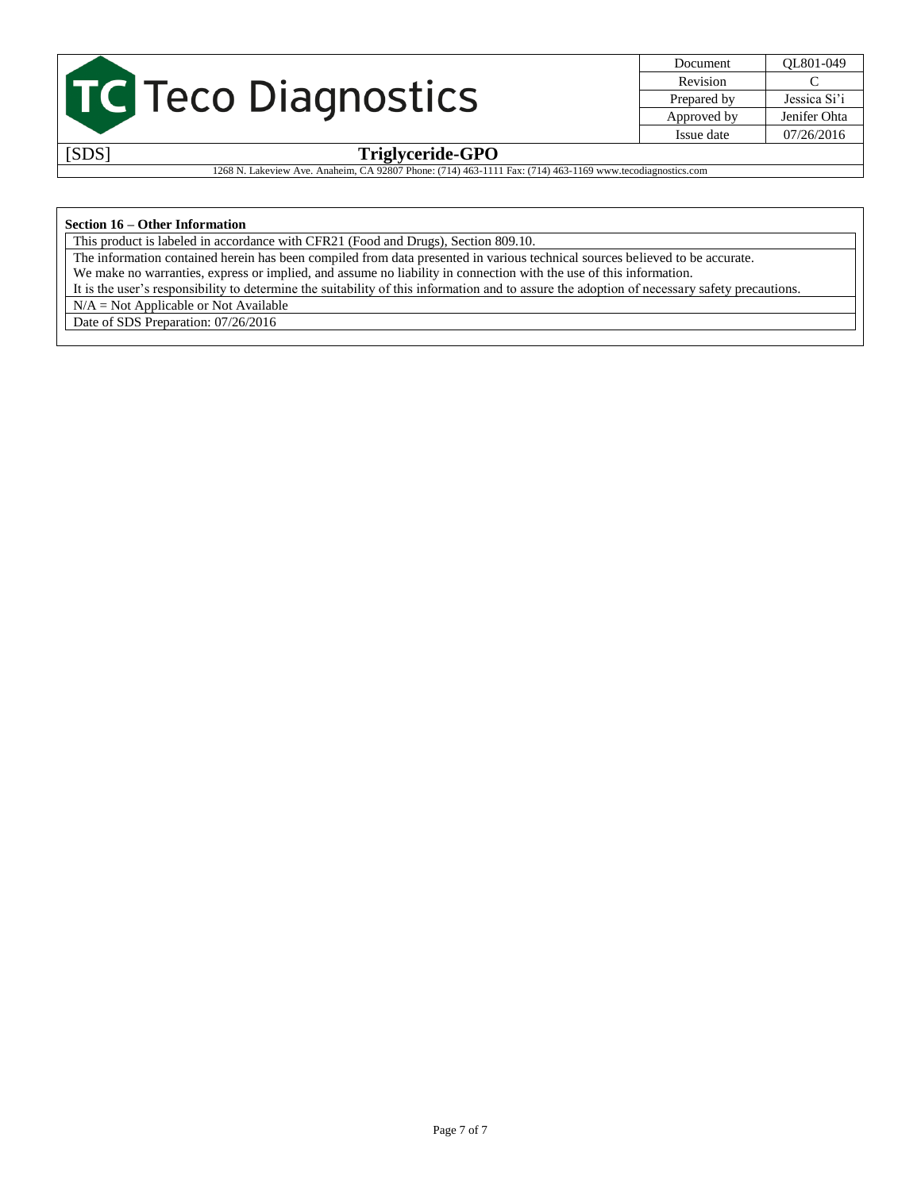**Section 16 – Other Information**

This product is labeled in accordance with CFR21 (Food and Drugs), Section 809.10.

The information contained herein has been compiled from data presented in various technical sources believed to be accurate.
We make no warranties, express or implied, and assume no liability in connection with the use of this information.
It is the user's responsibility to determine the suitability of this information and to assure the adoption of necessary safety precautions.

N/A = Not Applicable or Not Available

Date of SDS Preparation: 07/26/2016